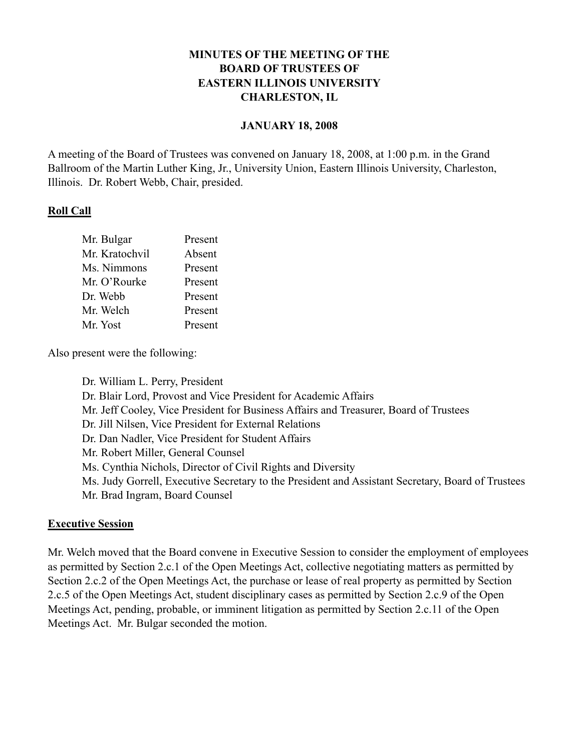# MINUTES OF THE MEETING OF THE BOARD OF TRUSTEES OF EASTERN ILLINOIS UNIVERSITY CHARLESTON, IL

**JANUARY 18, 2008**

A meeting of the Board of Trustees was convened on January 18, 2008, at 1:00 p.m. in the Grand Ballroom of the Martin Luther King, Jr., University Union, Eastern Illinois University, Charleston, Illinois. Dr. Robert Webb, Chair, presided.

## Roll Call

| | |
|---|---|
| Mr. Bulgar | Present |
| Mr. Kratochvil | Absent |
| Ms. Nimmons | Present |
| Mr. O'Rourke | Present |
| Dr. Webb | Present |
| Mr. Welch | Present |
| Mr. Yost | Present |

Also present were the following:

Dr. William L. Perry, President
Dr. Blair Lord, Provost and Vice President for Academic Affairs
Mr. Jeff Cooley, Vice President for Business Affairs and Treasurer, Board of Trustees
Dr. Jill Nilsen, Vice President for External Relations
Dr. Dan Nadler, Vice President for Student Affairs
Mr. Robert Miller, General Counsel
Ms. Cynthia Nichols, Director of Civil Rights and Diversity
Ms. Judy Gorrell, Executive Secretary to the President and Assistant Secretary, Board of Trustees
Mr. Brad Ingram, Board Counsel

## Executive Session

Mr. Welch moved that the Board convene in Executive Session to consider the employment of employees as permitted by Section 2.c.1 of the Open Meetings Act, collective negotiating matters as permitted by Section 2.c.2 of the Open Meetings Act, the purchase or lease of real property as permitted by Section 2.c.5 of the Open Meetings Act, student disciplinary cases as permitted by Section 2.c.9 of the Open Meetings Act, pending, probable, or imminent litigation as permitted by Section 2.c.11 of the Open Meetings Act. Mr. Bulgar seconded the motion.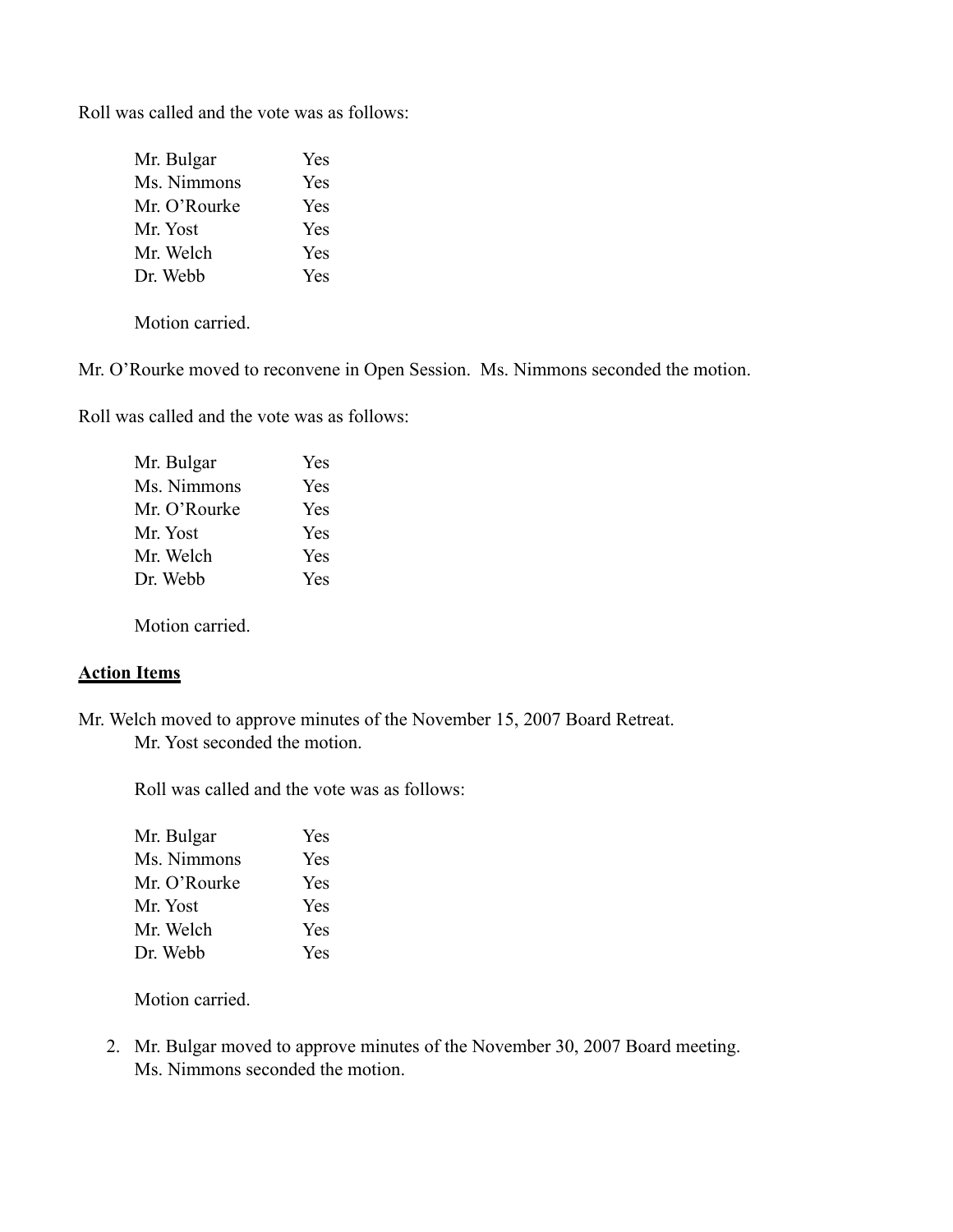Roll was called and the vote was as follows:

| | |
|---|---|
| Mr. Bulgar | Yes |
| Ms. Nimmons | Yes |
| Mr. O'Rourke | Yes |
| Mr. Yost | Yes |
| Mr. Welch | Yes |
| Dr. Webb | Yes |

Motion carried.

Mr. O'Rourke moved to reconvene in Open Session. Ms. Nimmons seconded the motion.

Roll was called and the vote was as follows:

| | |
|---|---|
| Mr. Bulgar | Yes |
| Ms. Nimmons | Yes |
| Mr. O'Rourke | Yes |
| Mr. Yost | Yes |
| Mr. Welch | Yes |
| Dr. Webb | Yes |

Motion carried.

**Action Items**

Mr. Welch moved to approve minutes of the November 15, 2007 Board Retreat.
Mr. Yost seconded the motion.

Roll was called and the vote was as follows:

| | |
|---|---|
| Mr. Bulgar | Yes |
| Ms. Nimmons | Yes |
| Mr. O'Rourke | Yes |
| Mr. Yost | Yes |
| Mr. Welch | Yes |
| Dr. Webb | Yes |

Motion carried.

2. Mr. Bulgar moved to approve minutes of the November 30, 2007 Board meeting.
Ms. Nimmons seconded the motion.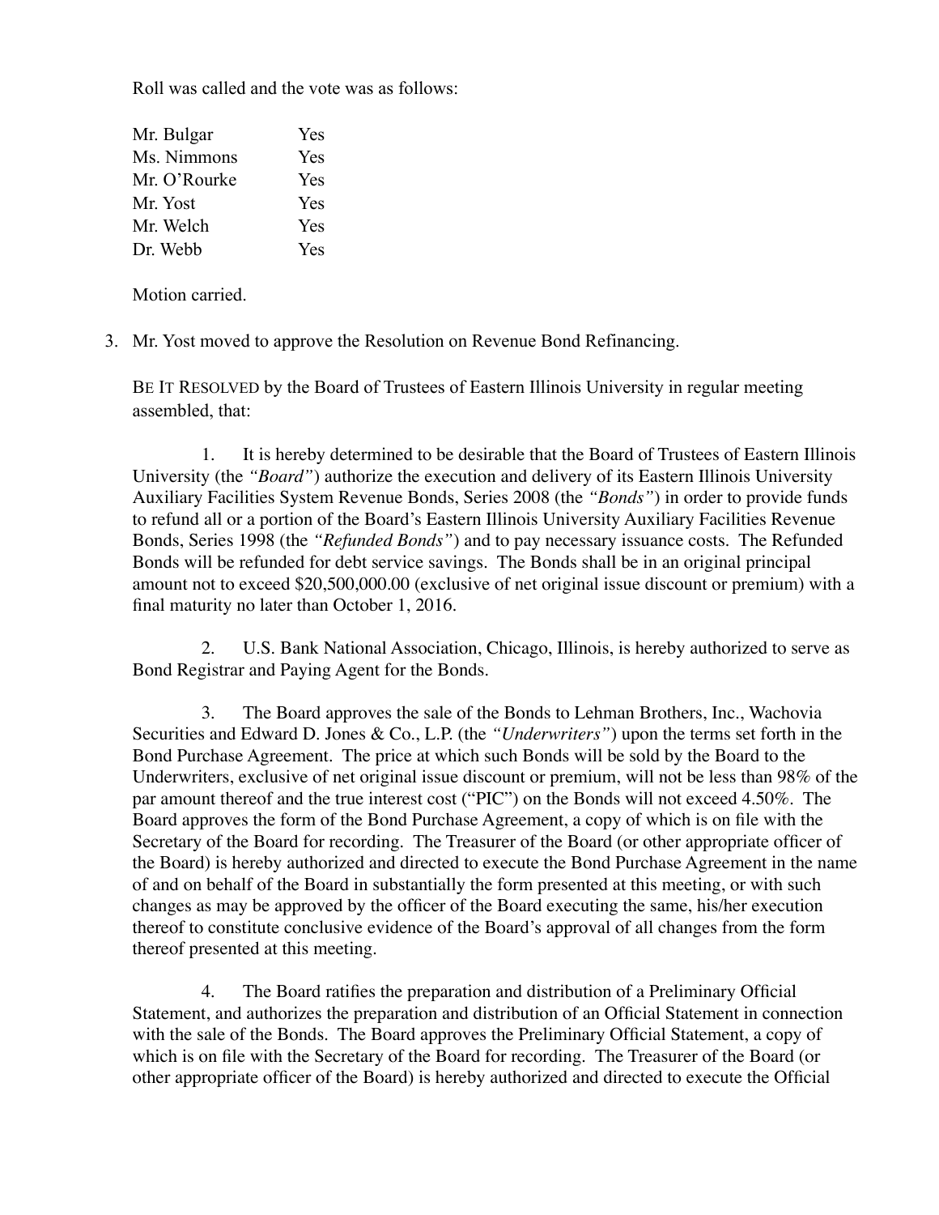Roll was called and the vote was as follows:

| | |
|---|---|
| Mr. Bulgar | Yes |
| Ms. Nimmons | Yes |
| Mr. O'Rourke | Yes |
| Mr. Yost | Yes |
| Mr. Welch | Yes |
| Dr. Webb | Yes |

Motion carried.

3. Mr. Yost moved to approve the Resolution on Revenue Bond Refinancing.

BE IT RESOLVED by the Board of Trustees of Eastern Illinois University in regular meeting assembled, that:

1. It is hereby determined to be desirable that the Board of Trustees of Eastern Illinois University (the *"Board"*) authorize the execution and delivery of its Eastern Illinois University Auxiliary Facilities System Revenue Bonds, Series 2008 (the *"Bonds"*) in order to provide funds to refund all or a portion of the Board's Eastern Illinois University Auxiliary Facilities Revenue Bonds, Series 1998 (the *"Refunded Bonds"*) and to pay necessary issuance costs. The Refunded Bonds will be refunded for debt service savings. The Bonds shall be in an original principal amount not to exceed $20,500,000.00 (exclusive of net original issue discount or premium) with a final maturity no later than October 1, 2016.

2. U.S. Bank National Association, Chicago, Illinois, is hereby authorized to serve as Bond Registrar and Paying Agent for the Bonds.

3. The Board approves the sale of the Bonds to Lehman Brothers, Inc., Wachovia Securities and Edward D. Jones & Co., L.P. (the *"Underwriters"*) upon the terms set forth in the Bond Purchase Agreement. The price at which such Bonds will be sold by the Board to the Underwriters, exclusive of net original issue discount or premium, will not be less than 98% of the par amount thereof and the true interest cost ("PIC") on the Bonds will not exceed 4.50%. The Board approves the form of the Bond Purchase Agreement, a copy of which is on file with the Secretary of the Board for recording. The Treasurer of the Board (or other appropriate officer of the Board) is hereby authorized and directed to execute the Bond Purchase Agreement in the name of and on behalf of the Board in substantially the form presented at this meeting, or with such changes as may be approved by the officer of the Board executing the same, his/her execution thereof to constitute conclusive evidence of the Board's approval of all changes from the form thereof presented at this meeting.

4. The Board ratifies the preparation and distribution of a Preliminary Official Statement, and authorizes the preparation and distribution of an Official Statement in connection with the sale of the Bonds. The Board approves the Preliminary Official Statement, a copy of which is on file with the Secretary of the Board for recording. The Treasurer of the Board (or other appropriate officer of the Board) is hereby authorized and directed to execute the Official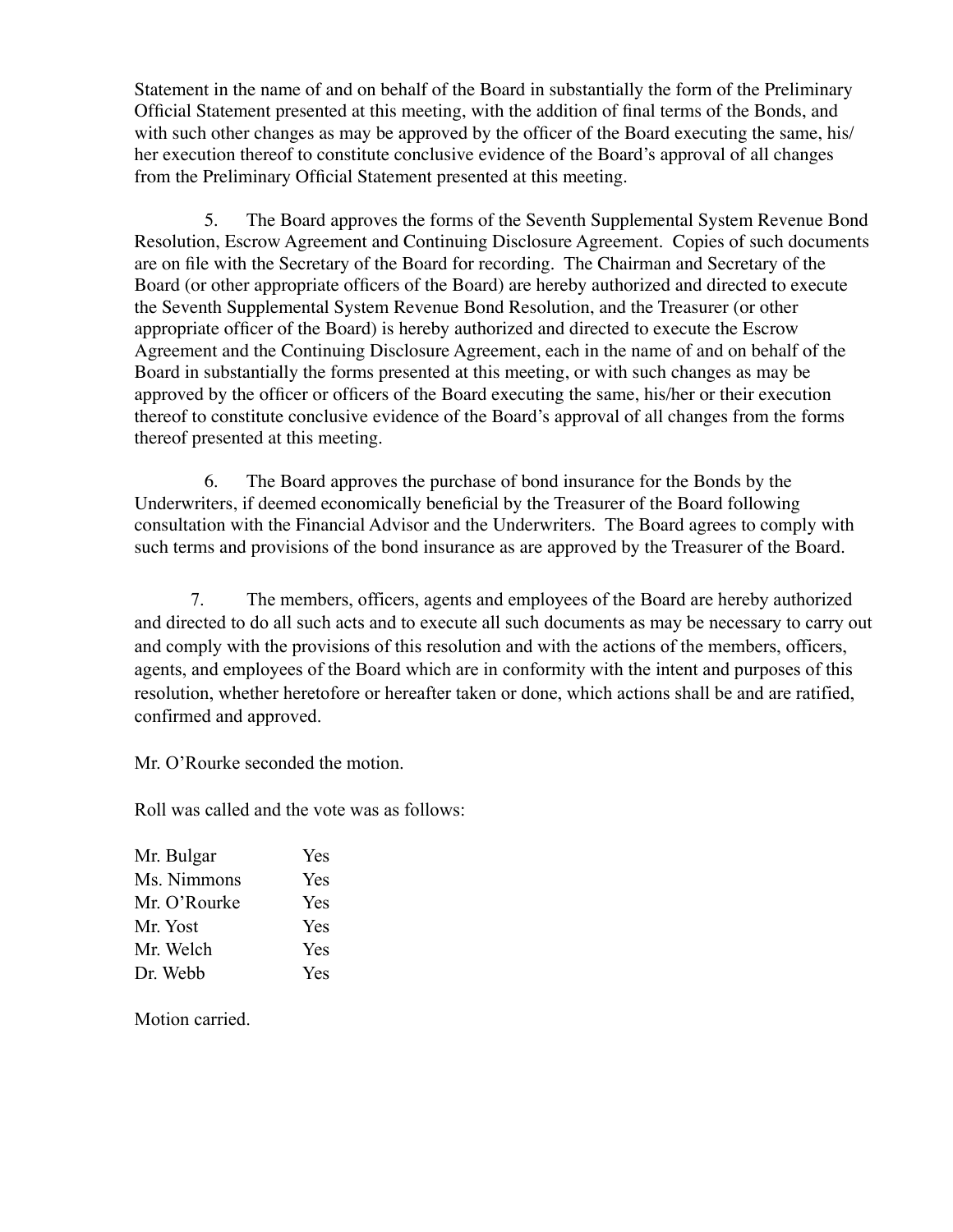Statement in the name of and on behalf of the Board in substantially the form of the Preliminary Official Statement presented at this meeting, with the addition of final terms of the Bonds, and with such other changes as may be approved by the officer of the Board executing the same, his/her execution thereof to constitute conclusive evidence of the Board's approval of all changes from the Preliminary Official Statement presented at this meeting.

5. The Board approves the forms of the Seventh Supplemental System Revenue Bond Resolution, Escrow Agreement and Continuing Disclosure Agreement. Copies of such documents are on file with the Secretary of the Board for recording. The Chairman and Secretary of the Board (or other appropriate officers of the Board) are hereby authorized and directed to execute the Seventh Supplemental System Revenue Bond Resolution, and the Treasurer (or other appropriate officer of the Board) is hereby authorized and directed to execute the Escrow Agreement and the Continuing Disclosure Agreement, each in the name of and on behalf of the Board in substantially the forms presented at this meeting, or with such changes as may be approved by the officer or officers of the Board executing the same, his/her or their execution thereof to constitute conclusive evidence of the Board's approval of all changes from the forms thereof presented at this meeting.

6. The Board approves the purchase of bond insurance for the Bonds by the Underwriters, if deemed economically beneficial by the Treasurer of the Board following consultation with the Financial Advisor and the Underwriters. The Board agrees to comply with such terms and provisions of the bond insurance as are approved by the Treasurer of the Board.

7. The members, officers, agents and employees of the Board are hereby authorized and directed to do all such acts and to execute all such documents as may be necessary to carry out and comply with the provisions of this resolution and with the actions of the members, officers, agents, and employees of the Board which are in conformity with the intent and purposes of this resolution, whether heretofore or hereafter taken or done, which actions shall be and are ratified, confirmed and approved.

Mr. O'Rourke seconded the motion.

Roll was called and the vote was as follows:

| | |
|---|---|
| Mr. Bulgar | Yes |
| Ms. Nimmons | Yes |
| Mr. O'Rourke | Yes |
| Mr. Yost | Yes |
| Mr. Welch | Yes |
| Dr. Webb | Yes |

Motion carried.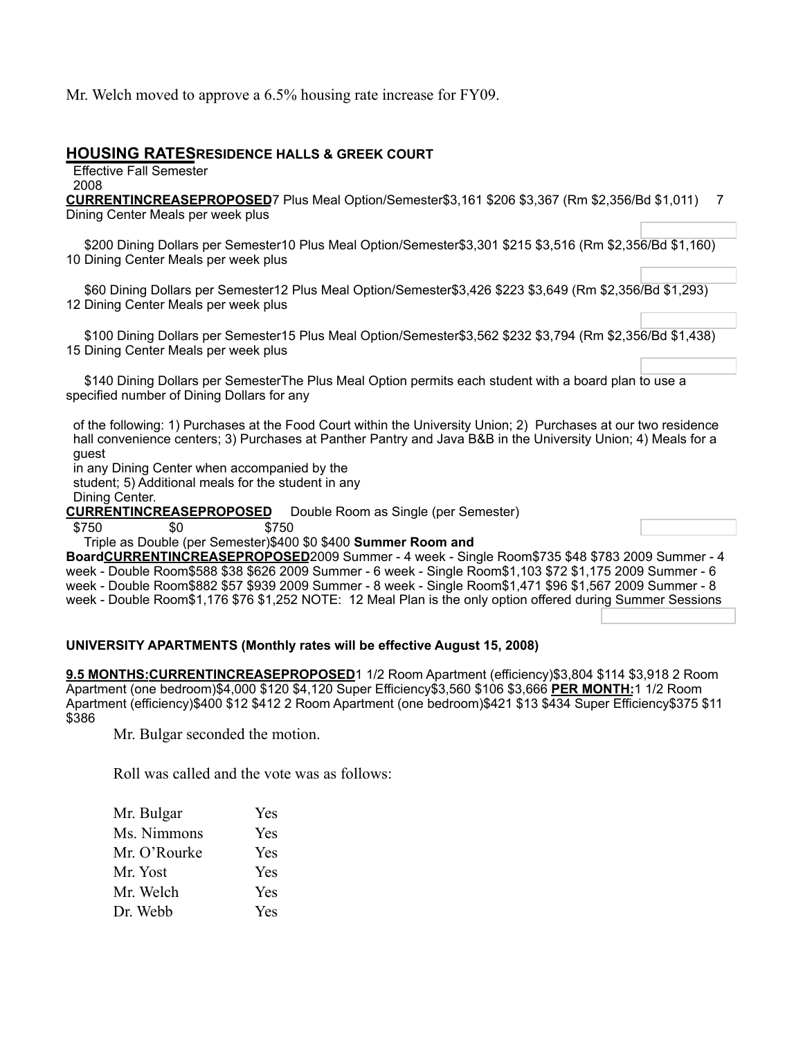Mr. Welch moved to approve a 6.5% housing rate increase for FY09.

## HOUSING RATES RESIDENCE HALLS & GREEK COURT

Effective Fall Semester 2008

| | CURRENT | INCREASE | PROPOSED |
|---|---|---|---|
| 7 Plus Meal Option/Semester | $3,161 | $206 | $3,367 (Rm $2,356/Bd $1,011) |
| 7 Dining Center Meals per week plus $200 Dining Dollars per Semester | | | |
| 10 Plus Meal Option/Semester | $3,301 | $215 | $3,516 (Rm $2,356/Bd $1,160) |
| 10 Dining Center Meals per week plus $60 Dining Dollars per Semester | | | |
| 12 Plus Meal Option/Semester | $3,426 | $223 | $3,649 (Rm $2,356/Bd $1,293) |
| 12 Dining Center Meals per week plus $100 Dining Dollars per Semester | | | |
| 15 Plus Meal Option/Semester | $3,562 | $232 | $3,794 (Rm $2,356/Bd $1,438) |
| 15 Dining Center Meals per week plus $140 Dining Dollars per Semester | | | |

The Plus Meal Option permits each student with a board plan to use a specified number of Dining Dollars for any of the following: 1) Purchases at the Food Court within the University Union; 2) Purchases at our two residence hall convenience centers; 3) Purchases at Panther Pantry and Java B&B in the University Union; 4) Meals for a guest in any Dining Center when accompanied by the student; 5) Additional meals for the student in any Dining Center.

| | CURRENT | INCREASE | PROPOSED |
|---|---|---|---|
| Double Room as Single (per Semester) | $750 | $0 | $750 |
| Triple as Double (per Semester) | $400 | $0 | $400 |

**Summer Room and Board**

| | CURRENT | INCREASE | PROPOSED |
|---|---|---|---|
| 2009 Summer - 4 week - Single Room | $735 | $48 | $783 |
| 2009 Summer - 4 week - Double Room | $588 | $38 | $626 |
| 2009 Summer - 6 week - Single Room | $1,103 | $72 | $1,175 |
| 2009 Summer - 6 week - Double Room | $882 | $57 | $939 |
| 2009 Summer - 8 week - Single Room | $1,471 | $96 | $1,567 |
| 2009 Summer - 8 week - Double Room | $1,176 | $76 | $1,252 |

NOTE: 12 Meal Plan is the only option offered during Summer Sessions

**UNIVERSITY APARTMENTS (Monthly rates will be effective August 15, 2008)**

| 9.5 MONTHS: | CURRENT | INCREASE | PROPOSED |
|---|---|---|---|
| 1 1/2 Room Apartment (efficiency) | $3,804 | $114 | $3,918 |
| 2 Room Apartment (one bedroom) | $4,000 | $120 | $4,120 |
| Super Efficiency | $3,560 | $106 | $3,666 |
| **PER MONTH:** | | | |
| 1 1/2 Room Apartment (efficiency) | $400 | $12 | $412 |
| 2 Room Apartment (one bedroom) | $421 | $13 | $434 |
| Super Efficiency | $375 | $11 | $386 |

Mr. Bulgar seconded the motion.

Roll was called and the vote was as follows:

| | |
|---|---|
| Mr. Bulgar | Yes |
| Ms. Nimmons | Yes |
| Mr. O'Rourke | Yes |
| Mr. Yost | Yes |
| Mr. Welch | Yes |
| Dr. Webb | Yes |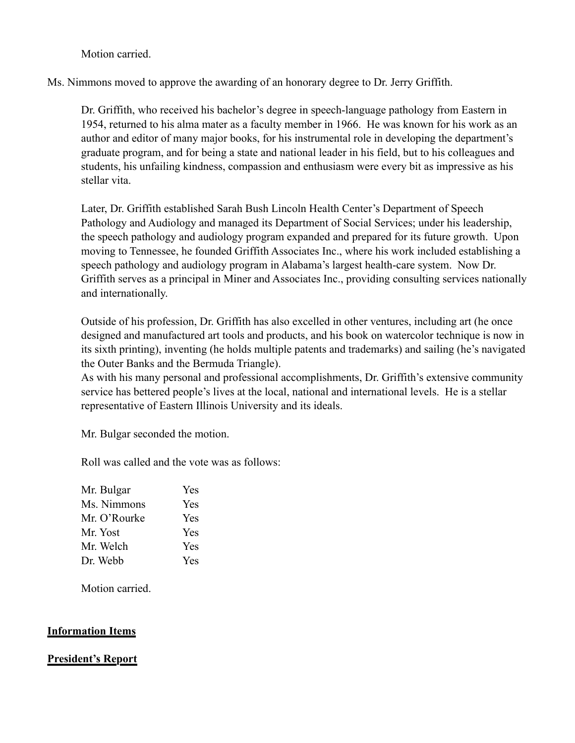Motion carried.

Ms. Nimmons moved to approve the awarding of an honorary degree to Dr. Jerry Griffith.

Dr. Griffith, who received his bachelor's degree in speech-language pathology from Eastern in 1954, returned to his alma mater as a faculty member in 1966. He was known for his work as an author and editor of many major books, for his instrumental role in developing the department's graduate program, and for being a state and national leader in his field, but to his colleagues and students, his unfailing kindness, compassion and enthusiasm were every bit as impressive as his stellar vita.

Later, Dr. Griffith established Sarah Bush Lincoln Health Center's Department of Speech Pathology and Audiology and managed its Department of Social Services; under his leadership, the speech pathology and audiology program expanded and prepared for its future growth. Upon moving to Tennessee, he founded Griffith Associates Inc., where his work included establishing a speech pathology and audiology program in Alabama's largest health-care system. Now Dr. Griffith serves as a principal in Miner and Associates Inc., providing consulting services nationally and internationally.

Outside of his profession, Dr. Griffith has also excelled in other ventures, including art (he once designed and manufactured art tools and products, and his book on watercolor technique is now in its sixth printing), inventing (he holds multiple patents and trademarks) and sailing (he's navigated the Outer Banks and the Bermuda Triangle).

As with his many personal and professional accomplishments, Dr. Griffith's extensive community service has bettered people's lives at the local, national and international levels. He is a stellar representative of Eastern Illinois University and its ideals.

Mr. Bulgar seconded the motion.

Roll was called and the vote was as follows:

| | |
|---|---|
| Mr. Bulgar | Yes |
| Ms. Nimmons | Yes |
| Mr. O'Rourke | Yes |
| Mr. Yost | Yes |
| Mr. Welch | Yes |
| Dr. Webb | Yes |

Motion carried.

## Information Items

## President's Report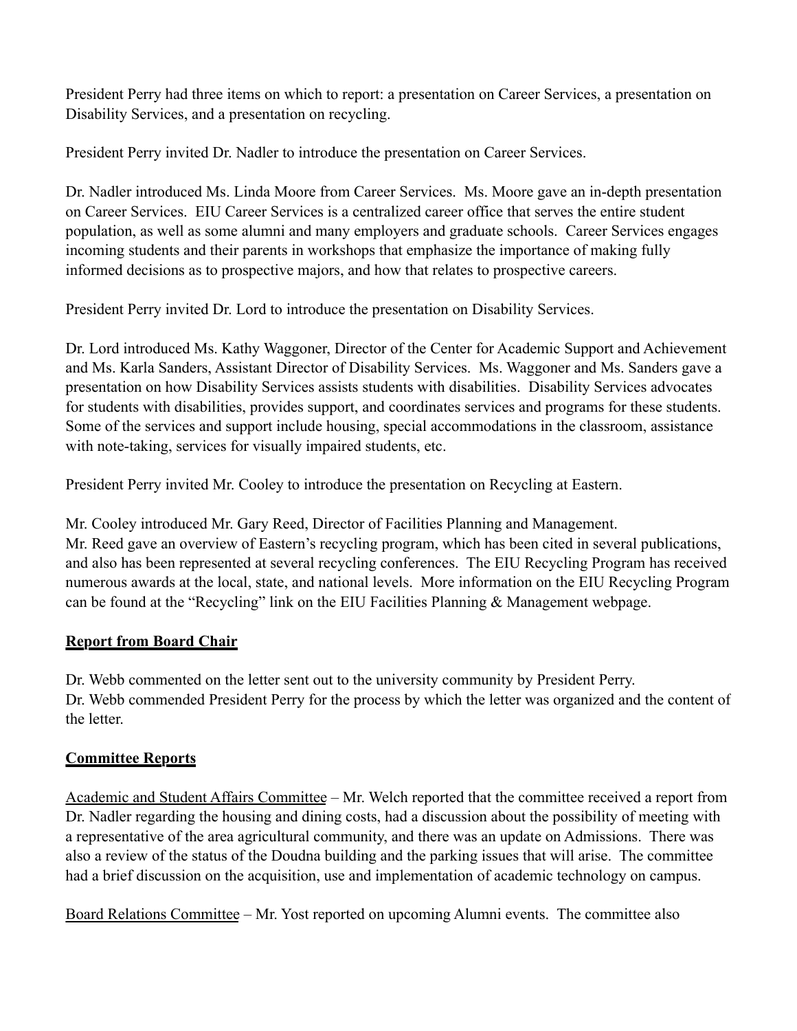President Perry had three items on which to report: a presentation on Career Services, a presentation on Disability Services, and a presentation on recycling.

President Perry invited Dr. Nadler to introduce the presentation on Career Services.

Dr. Nadler introduced Ms. Linda Moore from Career Services. Ms. Moore gave an in-depth presentation on Career Services. EIU Career Services is a centralized career office that serves the entire student population, as well as some alumni and many employers and graduate schools. Career Services engages incoming students and their parents in workshops that emphasize the importance of making fully informed decisions as to prospective majors, and how that relates to prospective careers.

President Perry invited Dr. Lord to introduce the presentation on Disability Services.

Dr. Lord introduced Ms. Kathy Waggoner, Director of the Center for Academic Support and Achievement and Ms. Karla Sanders, Assistant Director of Disability Services. Ms. Waggoner and Ms. Sanders gave a presentation on how Disability Services assists students with disabilities. Disability Services advocates for students with disabilities, provides support, and coordinates services and programs for these students. Some of the services and support include housing, special accommodations in the classroom, assistance with note-taking, services for visually impaired students, etc.

President Perry invited Mr. Cooley to introduce the presentation on Recycling at Eastern.

Mr. Cooley introduced Mr. Gary Reed, Director of Facilities Planning and Management.
Mr. Reed gave an overview of Eastern's recycling program, which has been cited in several publications, and also has been represented at several recycling conferences. The EIU Recycling Program has received numerous awards at the local, state, and national levels. More information on the EIU Recycling Program can be found at the "Recycling" link on the EIU Facilities Planning & Management webpage.

## Report from Board Chair

Dr. Webb commented on the letter sent out to the university community by President Perry.
Dr. Webb commended President Perry for the process by which the letter was organized and the content of the letter.

## Committee Reports

Academic and Student Affairs Committee – Mr. Welch reported that the committee received a report from Dr. Nadler regarding the housing and dining costs, had a discussion about the possibility of meeting with a representative of the area agricultural community, and there was an update on Admissions. There was also a review of the status of the Doudna building and the parking issues that will arise. The committee had a brief discussion on the acquisition, use and implementation of academic technology on campus.

Board Relations Committee – Mr. Yost reported on upcoming Alumni events. The committee also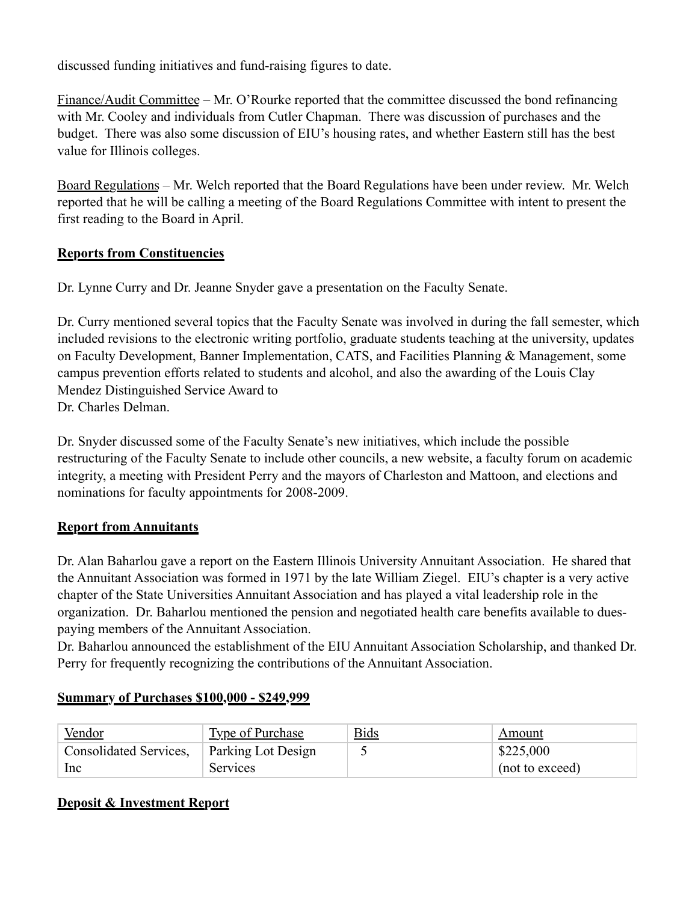discussed funding initiatives and fund-raising figures to date.

Finance/Audit Committee – Mr. O'Rourke reported that the committee discussed the bond refinancing with Mr. Cooley and individuals from Cutler Chapman. There was discussion of purchases and the budget. There was also some discussion of EIU's housing rates, and whether Eastern still has the best value for Illinois colleges.

Board Regulations – Mr. Welch reported that the Board Regulations have been under review. Mr. Welch reported that he will be calling a meeting of the Board Regulations Committee with intent to present the first reading to the Board in April.

**Reports from Constituencies**

Dr. Lynne Curry and Dr. Jeanne Snyder gave a presentation on the Faculty Senate.

Dr. Curry mentioned several topics that the Faculty Senate was involved in during the fall semester, which included revisions to the electronic writing portfolio, graduate students teaching at the university, updates on Faculty Development, Banner Implementation, CATS, and Facilities Planning & Management, some campus prevention efforts related to students and alcohol, and also the awarding of the Louis Clay Mendez Distinguished Service Award to
Dr. Charles Delman.

Dr. Snyder discussed some of the Faculty Senate's new initiatives, which include the possible restructuring of the Faculty Senate to include other councils, a new website, a faculty forum on academic integrity, a meeting with President Perry and the mayors of Charleston and Mattoon, and elections and nominations for faculty appointments for 2008-2009.

**Report from Annuitants**

Dr. Alan Baharlou gave a report on the Eastern Illinois University Annuitant Association. He shared that the Annuitant Association was formed in 1971 by the late William Ziegel. EIU's chapter is a very active chapter of the State Universities Annuitant Association and has played a vital leadership role in the organization. Dr. Baharlou mentioned the pension and negotiated health care benefits available to dues-paying members of the Annuitant Association.
Dr. Baharlou announced the establishment of the EIU Annuitant Association Scholarship, and thanked Dr. Perry for frequently recognizing the contributions of the Annuitant Association.

**Summary of Purchases $100,000 - $249,999**

| Vendor | Type of Purchase | Bids | Amount |
|---|---|---|---|
| Consolidated Services, Inc | Parking Lot Design Services | 5 | $225,000 (not to exceed) |

**Deposit & Investment Report**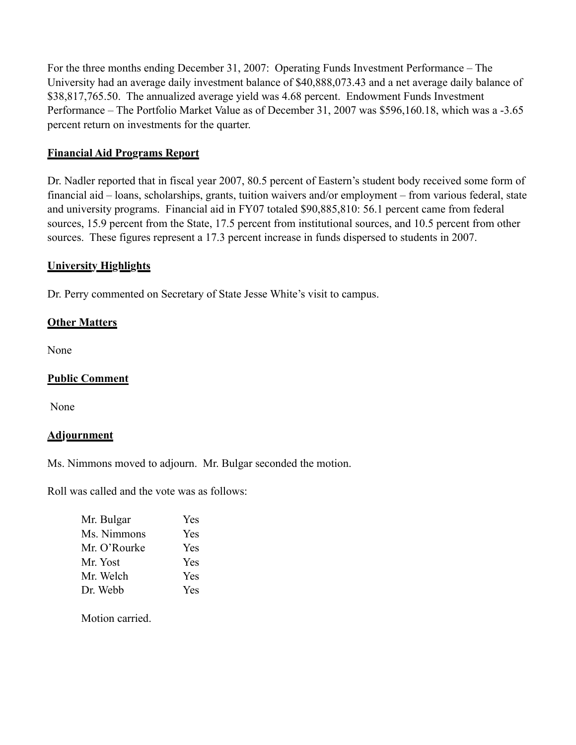For the three months ending December 31, 2007: Operating Funds Investment Performance – The University had an average daily investment balance of $40,888,073.43 and a net average daily balance of $38,817,765.50. The annualized average yield was 4.68 percent. Endowment Funds Investment Performance – The Portfolio Market Value as of December 31, 2007 was $596,160.18, which was a -3.65 percent return on investments for the quarter.

## Financial Aid Programs Report

Dr. Nadler reported that in fiscal year 2007, 80.5 percent of Eastern's student body received some form of financial aid – loans, scholarships, grants, tuition waivers and/or employment – from various federal, state and university programs. Financial aid in FY07 totaled $90,885,810: 56.1 percent came from federal sources, 15.9 percent from the State, 17.5 percent from institutional sources, and 10.5 percent from other sources. These figures represent a 17.3 percent increase in funds dispersed to students in 2007.

## University Highlights

Dr. Perry commented on Secretary of State Jesse White's visit to campus.

## Other Matters

None

## Public Comment

None

## Adjournment

Ms. Nimmons moved to adjourn. Mr. Bulgar seconded the motion.

Roll was called and the vote was as follows:

| | |
|---|---|
| Mr. Bulgar | Yes |
| Ms. Nimmons | Yes |
| Mr. O'Rourke | Yes |
| Mr. Yost | Yes |
| Mr. Welch | Yes |
| Dr. Webb | Yes |

Motion carried.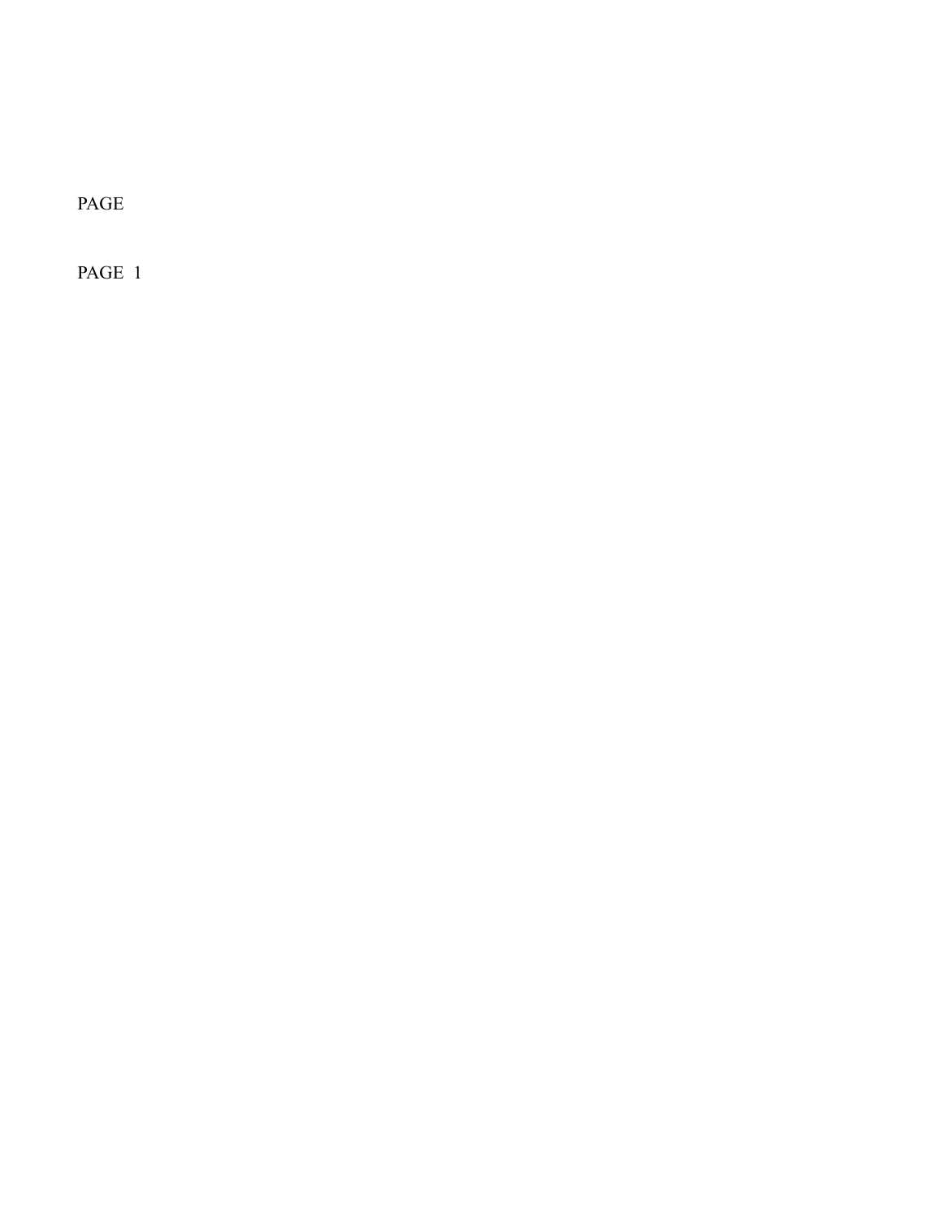PAGE

PAGE 1